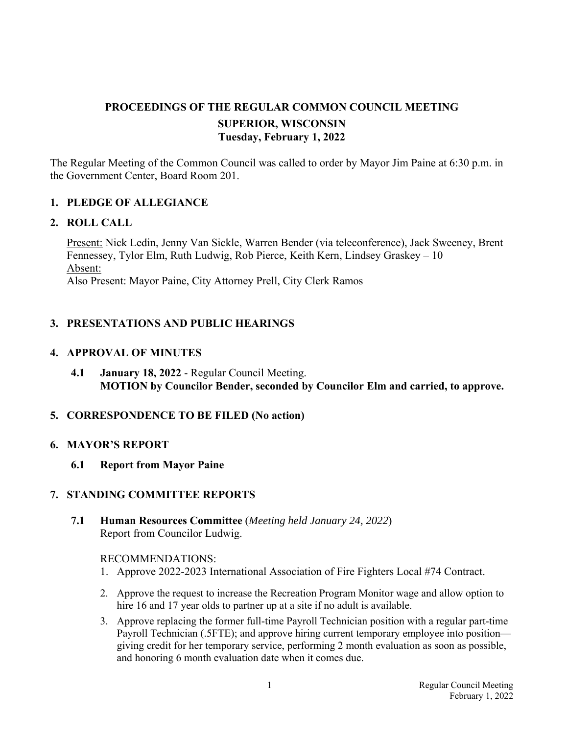# PROCEEDINGS OF THE REGULAR COMMON COUNCIL MEETING

## SUPERIOR, WISCONSIN

## Tuesday, February 1, 2022

The Regular Meeting of the Common Council was called to order by Mayor Jim Paine at 6:30 p.m. in the Government Center, Board Room 201.

## 1. PLEDGE OF ALLEGIANCE

## 2. ROLL CALL

Present: Nick Ledin, Jenny Van Sickle, Warren Bender (via teleconference), Jack Sweeney, Brent Fennessey, Tylor Elm, Ruth Ludwig, Rob Pierce, Keith Kern, Lindsey Graskey – 10
Absent:
Also Present: Mayor Paine, City Attorney Prell, City Clerk Ramos

## 3. PRESENTATIONS AND PUBLIC HEARINGS

## 4. APPROVAL OF MINUTES

**4.1 January 18, 2022** - Regular Council Meeting.
**MOTION by Councilor Bender, seconded by Councilor Elm and carried, to approve.**

## 5. CORRESPONDENCE TO BE FILED (No action)

## 6. MAYOR'S REPORT

**6.1 Report from Mayor Paine**

## 7. STANDING COMMITTEE REPORTS

**7.1 Human Resources Committee** (*Meeting held January 24, 2022*)
Report from Councilor Ludwig.

RECOMMENDATIONS:

1. Approve 2022-2023 International Association of Fire Fighters Local #74 Contract.
2. Approve the request to increase the Recreation Program Monitor wage and allow option to hire 16 and 17 year olds to partner up at a site if no adult is available.
3. Approve replacing the former full-time Payroll Technician position with a regular part-time Payroll Technician (.5FTE); and approve hiring current temporary employee into position—giving credit for her temporary service, performing 2 month evaluation as soon as possible, and honoring 6 month evaluation date when it comes due.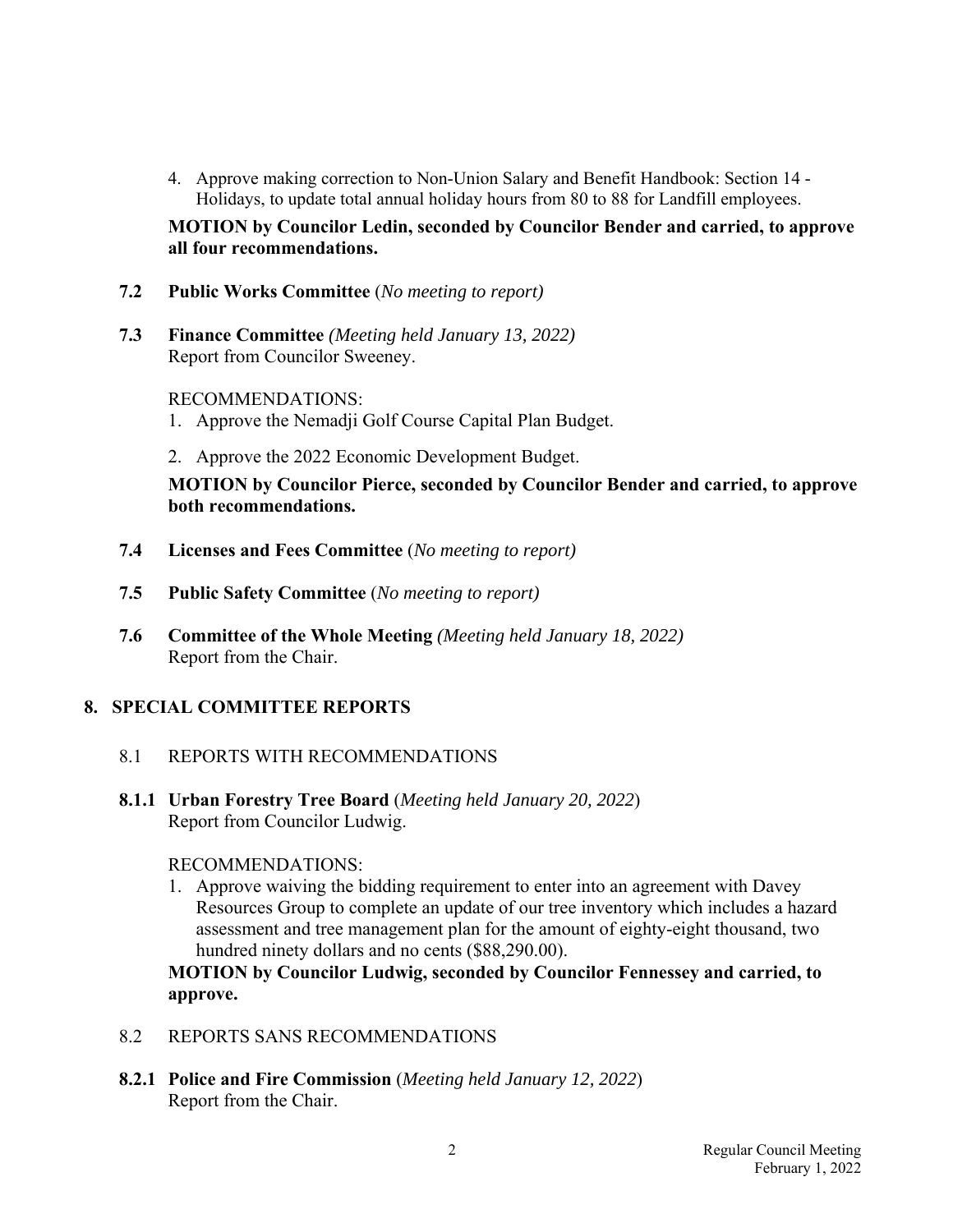4. Approve making correction to Non-Union Salary and Benefit Handbook: Section 14 - Holidays, to update total annual holiday hours from 80 to 88 for Landfill employees.

**MOTION by Councilor Ledin, seconded by Councilor Bender and carried, to approve all four recommendations.**

**7.2 Public Works Committee** (*No meeting to report)*

**7.3 Finance Committee** *(Meeting held January 13, 2022)*
Report from Councilor Sweeney.

RECOMMENDATIONS:

1. Approve the Nemadji Golf Course Capital Plan Budget.
2. Approve the 2022 Economic Development Budget.

**MOTION by Councilor Pierce, seconded by Councilor Bender and carried, to approve both recommendations.**

**7.4 Licenses and Fees Committee** (*No meeting to report)*

**7.5 Public Safety Committee** (*No meeting to report)*

**7.6 Committee of the Whole Meeting** *(Meeting held January 18, 2022)*
Report from the Chair.

## 8. SPECIAL COMMITTEE REPORTS

8.1 REPORTS WITH RECOMMENDATIONS

**8.1.1 Urban Forestry Tree Board** (*Meeting held January 20, 2022*)
Report from Councilor Ludwig.

RECOMMENDATIONS:

1. Approve waiving the bidding requirement to enter into an agreement with Davey Resources Group to complete an update of our tree inventory which includes a hazard assessment and tree management plan for the amount of eighty-eight thousand, two hundred ninety dollars and no cents ($88,290.00).

**MOTION by Councilor Ludwig, seconded by Councilor Fennessey and carried, to approve.**

8.2 REPORTS SANS RECOMMENDATIONS

**8.2.1 Police and Fire Commission** (*Meeting held January 12, 2022*)
Report from the Chair.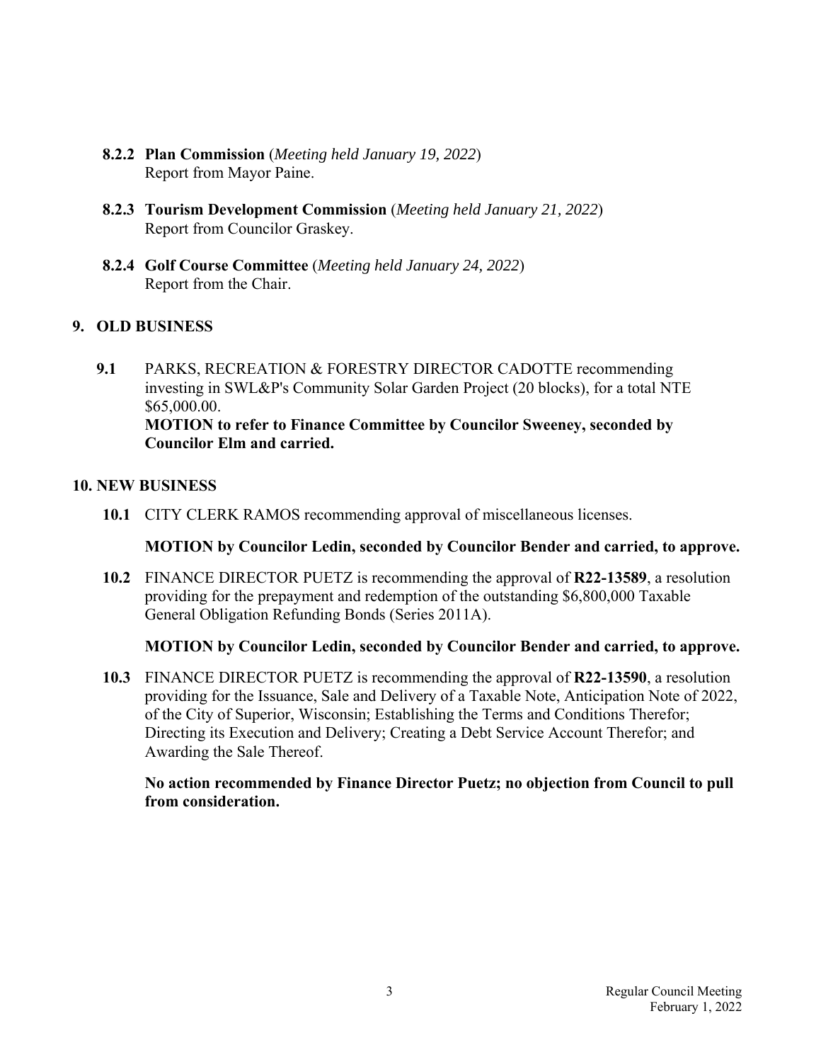**8.2.2 Plan Commission** (*Meeting held January 19, 2022*)
Report from Mayor Paine.

**8.2.3 Tourism Development Commission** (*Meeting held January 21, 2022*)
Report from Councilor Graskey.

**8.2.4 Golf Course Committee** (*Meeting held January 24, 2022*)
Report from the Chair.

## 9. OLD BUSINESS

**9.1** PARKS, RECREATION & FORESTRY DIRECTOR CADOTTE recommending investing in SWL&P's Community Solar Garden Project (20 blocks), for a total NTE $65,000.00.
**MOTION to refer to Finance Committee by Councilor Sweeney, seconded by Councilor Elm and carried.**

## 10. NEW BUSINESS

**10.1** CITY CLERK RAMOS recommending approval of miscellaneous licenses.

**MOTION by Councilor Ledin, seconded by Councilor Bender and carried, to approve.**

**10.2** FINANCE DIRECTOR PUETZ is recommending the approval of **R22-13589**, a resolution providing for the prepayment and redemption of the outstanding $6,800,000 Taxable General Obligation Refunding Bonds (Series 2011A).

**MOTION by Councilor Ledin, seconded by Councilor Bender and carried, to approve.**

**10.3** FINANCE DIRECTOR PUETZ is recommending the approval of **R22-13590**, a resolution providing for the Issuance, Sale and Delivery of a Taxable Note, Anticipation Note of 2022, of the City of Superior, Wisconsin; Establishing the Terms and Conditions Therefor; Directing its Execution and Delivery; Creating a Debt Service Account Therefor; and Awarding the Sale Thereof.

**No action recommended by Finance Director Puetz; no objection from Council to pull from consideration.**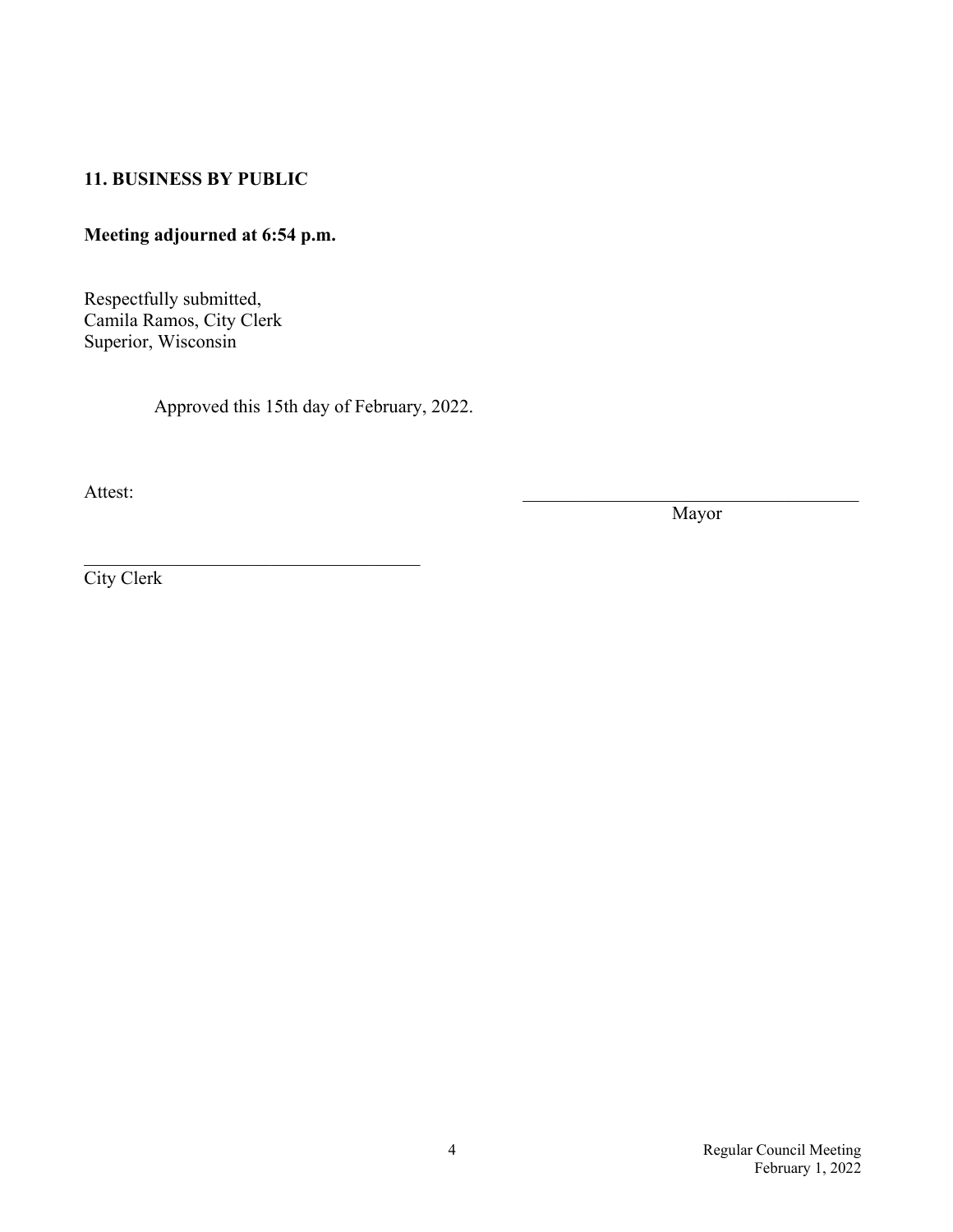**11. BUSINESS BY PUBLIC**

**Meeting adjourned at 6:54 p.m.**

Respectfully submitted,
Camila Ramos, City Clerk
Superior, Wisconsin

Approved this 15th day of February, 2022.

Attest:

_____________________________________
Mayor

_____________________________________
City Clerk